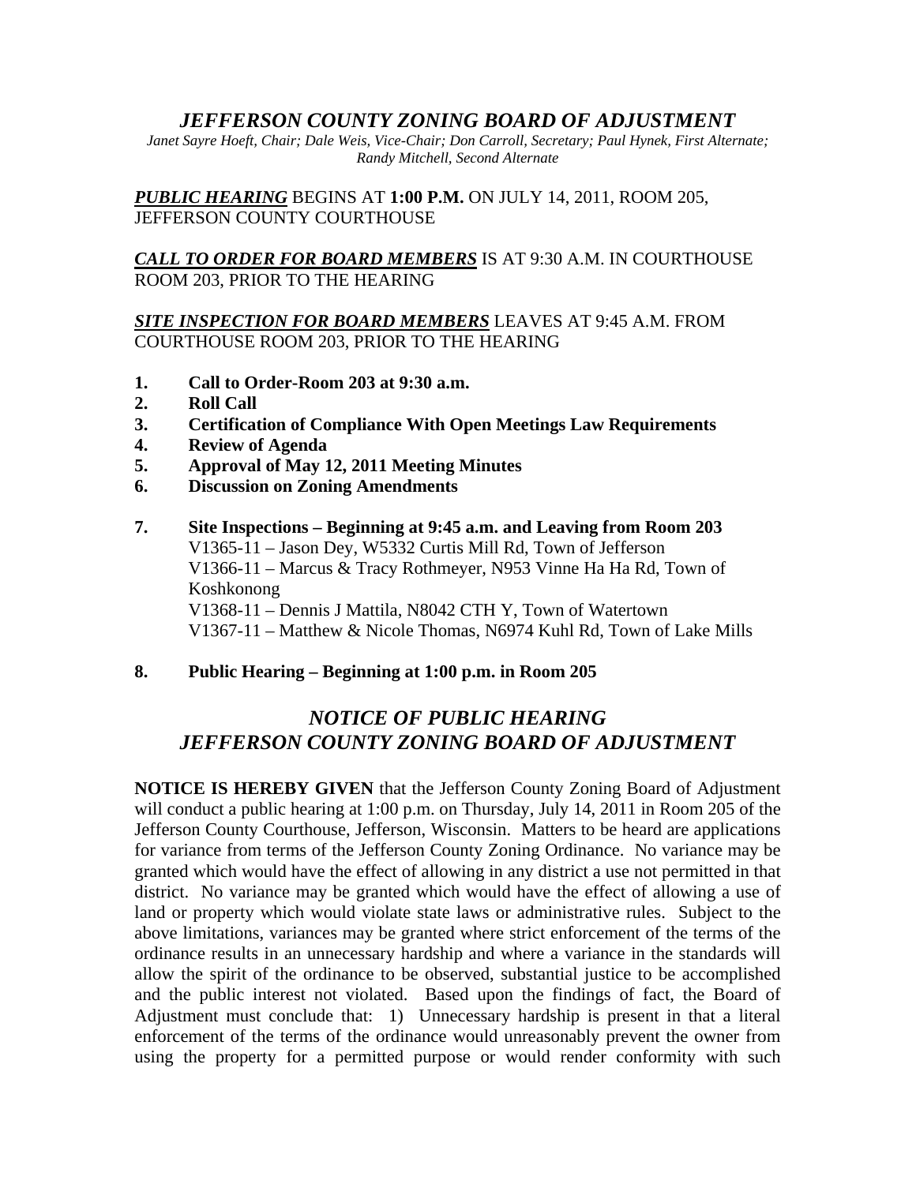# *JEFFERSON COUNTY ZONING BOARD OF ADJUSTMENT*

*Janet Sayre Hoeft, Chair; Dale Weis, Vice-Chair; Don Carroll, Secretary; Paul Hynek, First Alternate; Randy Mitchell, Second Alternate*

***PUBLIC HEARING*** BEGINS AT **1:00 P.M.** ON JULY 14, 2011, ROOM 205, JEFFERSON COUNTY COURTHOUSE

***CALL TO ORDER FOR BOARD MEMBERS*** IS AT 9:30 A.M. IN COURTHOUSE ROOM 203, PRIOR TO THE HEARING

***SITE INSPECTION FOR BOARD MEMBERS*** LEAVES AT 9:45 A.M. FROM COURTHOUSE ROOM 203, PRIOR TO THE HEARING

1. **Call to Order-Room 203 at 9:30 a.m.**
2. **Roll Call**
3. **Certification of Compliance With Open Meetings Law Requirements**
4. **Review of Agenda**
5. **Approval of May 12, 2011 Meeting Minutes**
6. **Discussion on Zoning Amendments**
7. **Site Inspections – Beginning at 9:45 a.m. and Leaving from Room 203**
   V1365-11 – Jason Dey, W5332 Curtis Mill Rd, Town of Jefferson
   V1366-11 – Marcus & Tracy Rothmeyer, N953 Vinne Ha Ha Rd, Town of Koshkonong
   V1368-11 – Dennis J Mattila, N8042 CTH Y, Town of Watertown
   V1367-11 – Matthew & Nicole Thomas, N6974 Kuhl Rd, Town of Lake Mills
8. **Public Hearing – Beginning at 1:00 p.m. in Room 205**

## *NOTICE OF PUBLIC HEARING*
## *JEFFERSON COUNTY ZONING BOARD OF ADJUSTMENT*

**NOTICE IS HEREBY GIVEN** that the Jefferson County Zoning Board of Adjustment will conduct a public hearing at 1:00 p.m. on Thursday, July 14, 2011 in Room 205 of the Jefferson County Courthouse, Jefferson, Wisconsin. Matters to be heard are applications for variance from terms of the Jefferson County Zoning Ordinance. No variance may be granted which would have the effect of allowing in any district a use not permitted in that district. No variance may be granted which would have the effect of allowing a use of land or property which would violate state laws or administrative rules. Subject to the above limitations, variances may be granted where strict enforcement of the terms of the ordinance results in an unnecessary hardship and where a variance in the standards will allow the spirit of the ordinance to be observed, substantial justice to be accomplished and the public interest not violated. Based upon the findings of fact, the Board of Adjustment must conclude that: 1) Unnecessary hardship is present in that a literal enforcement of the terms of the ordinance would unreasonably prevent the owner from using the property for a permitted purpose or would render conformity with such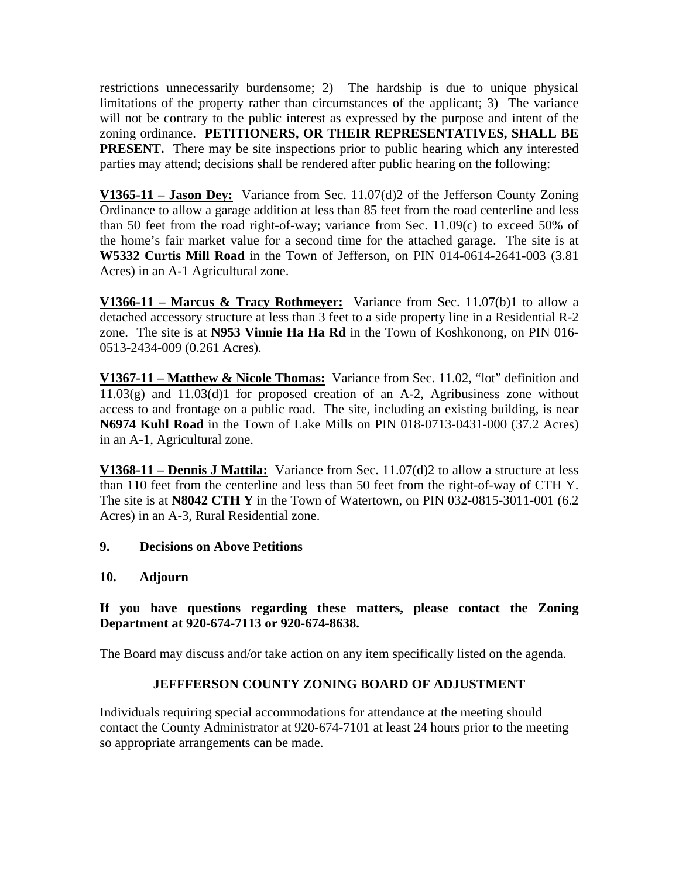restrictions unnecessarily burdensome; 2) The hardship is due to unique physical limitations of the property rather than circumstances of the applicant; 3) The variance will not be contrary to the public interest as expressed by the purpose and intent of the zoning ordinance. **PETITIONERS, OR THEIR REPRESENTATIVES, SHALL BE PRESENT.** There may be site inspections prior to public hearing which any interested parties may attend; decisions shall be rendered after public hearing on the following:

**V1365-11 – Jason Dey:** Variance from Sec. 11.07(d)2 of the Jefferson County Zoning Ordinance to allow a garage addition at less than 85 feet from the road centerline and less than 50 feet from the road right-of-way; variance from Sec. 11.09(c) to exceed 50% of the home's fair market value for a second time for the attached garage. The site is at **W5332 Curtis Mill Road** in the Town of Jefferson, on PIN 014-0614-2641-003 (3.81 Acres) in an A-1 Agricultural zone.

**V1366-11 – Marcus & Tracy Rothmeyer:** Variance from Sec. 11.07(b)1 to allow a detached accessory structure at less than 3 feet to a side property line in a Residential R-2 zone. The site is at **N953 Vinnie Ha Ha Rd** in the Town of Koshkonong, on PIN 016-0513-2434-009 (0.261 Acres).

**V1367-11 – Matthew & Nicole Thomas:** Variance from Sec. 11.02, "lot" definition and 11.03(g) and 11.03(d)1 for proposed creation of an A-2, Agribusiness zone without access to and frontage on a public road. The site, including an existing building, is near **N6974 Kuhl Road** in the Town of Lake Mills on PIN 018-0713-0431-000 (37.2 Acres) in an A-1, Agricultural zone.

**V1368-11 – Dennis J Mattila:** Variance from Sec. 11.07(d)2 to allow a structure at less than 110 feet from the centerline and less than 50 feet from the right-of-way of CTH Y. The site is at **N8042 CTH Y** in the Town of Watertown, on PIN 032-0815-3011-001 (6.2 Acres) in an A-3, Rural Residential zone.

**9. Decisions on Above Petitions**

**10. Adjourn**

**If you have questions regarding these matters, please contact the Zoning Department at 920-674-7113 or 920-674-8638.**

The Board may discuss and/or take action on any item specifically listed on the agenda.

**JEFFFERSON COUNTY ZONING BOARD OF ADJUSTMENT**

Individuals requiring special accommodations for attendance at the meeting should contact the County Administrator at 920-674-7101 at least 24 hours prior to the meeting so appropriate arrangements can be made.